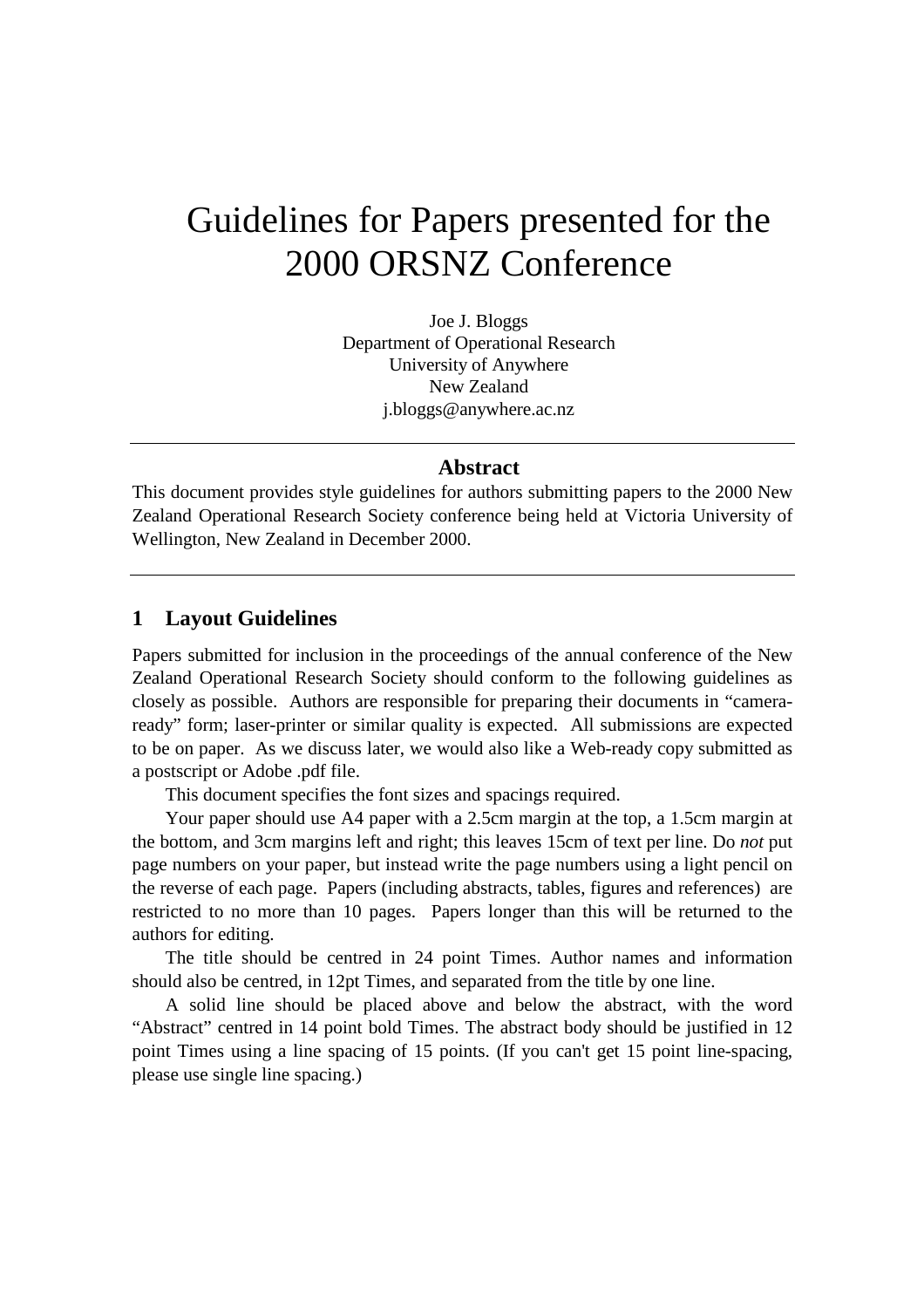# Guidelines for Papers presented for the 2000 ORSNZ Conference

Joe J. Bloggs
Department of Operational Research
University of Anywhere
New Zealand
j.bloggs@anywhere.ac.nz

---

### Abstract

This document provides style guidelines for authors submitting papers to the 2000 New Zealand Operational Research Society conference being held at Victoria University of Wellington, New Zealand in December 2000.

---

## 1 Layout Guidelines

Papers submitted for inclusion in the proceedings of the annual conference of the New Zealand Operational Research Society should conform to the following guidelines as closely as possible. Authors are responsible for preparing their documents in "camera-ready" form; laser-printer or similar quality is expected. All submissions are expected to be on paper. As we discuss later, we would also like a Web-ready copy submitted as a postscript or Adobe .pdf file.

This document specifies the font sizes and spacings required.

Your paper should use A4 paper with a 2.5cm margin at the top, a 1.5cm margin at the bottom, and 3cm margins left and right; this leaves 15cm of text per line. Do *not* put page numbers on your paper, but instead write the page numbers using a light pencil on the reverse of each page. Papers (including abstracts, tables, figures and references) are restricted to no more than 10 pages. Papers longer than this will be returned to the authors for editing.

The title should be centred in 24 point Times. Author names and information should also be centred, in 12pt Times, and separated from the title by one line.

A solid line should be placed above and below the abstract, with the word "Abstract" centred in 14 point bold Times. The abstract body should be justified in 12 point Times using a line spacing of 15 points. (If you can't get 15 point line-spacing, please use single line spacing.)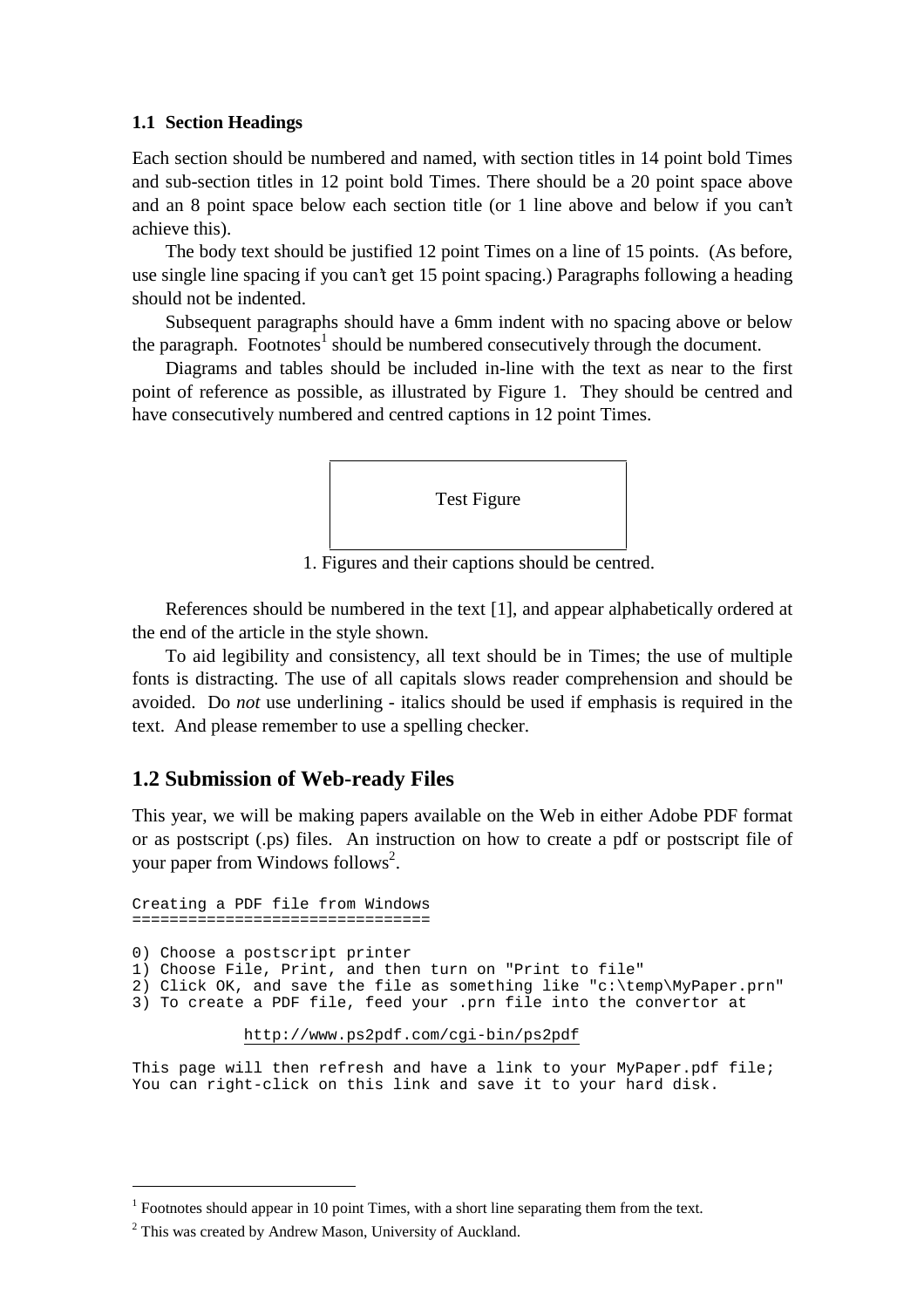### 1.1 Section Headings

Each section should be numbered and named, with section titles in 14 point bold Times and sub-section titles in 12 point bold Times. There should be a 20 point space above and an 8 point space below each section title (or 1 line above and below if you can't achieve this).

The body text should be justified 12 point Times on a line of 15 points. (As before, use single line spacing if you can't get 15 point spacing.) Paragraphs following a heading should not be indented.

Subsequent paragraphs should have a 6mm indent with no spacing above or below the paragraph. Footnotes[1] should be numbered consecutively through the document.

Diagrams and tables should be included in-line with the text as near to the first point of reference as possible, as illustrated by Figure 1. They should be centred and have consecutively numbered and centred captions in 12 point Times.

Test Figure

1. Figures and their captions should be centred.

References should be numbered in the text [1], and appear alphabetically ordered at the end of the article in the style shown.

To aid legibility and consistency, all text should be in Times; the use of multiple fonts is distracting. The use of all capitals slows reader comprehension and should be avoided. Do *not* use underlining - italics should be used if emphasis is required in the text. And please remember to use a spelling checker.

## 1.2 Submission of Web-ready Files

This year, we will be making papers available on the Web in either Adobe PDF format or as postscript (.ps) files. An instruction on how to create a pdf or postscript file of your paper from Windows follows[2].

```
Creating a PDF file from Windows
================================

0) Choose a postscript printer
1) Choose File, Print, and then turn on "Print to file"
2) Click OK, and save the file as something like "c:\temp\MyPaper.prn"
3) To create a PDF file, feed your .prn file into the convertor at

            http://www.ps2pdf.com/cgi-bin/ps2pdf

This page will then refresh and have a link to your MyPaper.pdf file;
You can right-click on this link and save it to your hard disk.
```

---

[1] Footnotes should appear in 10 point Times, with a short line separating them from the text.

[2] This was created by Andrew Mason, University of Auckland.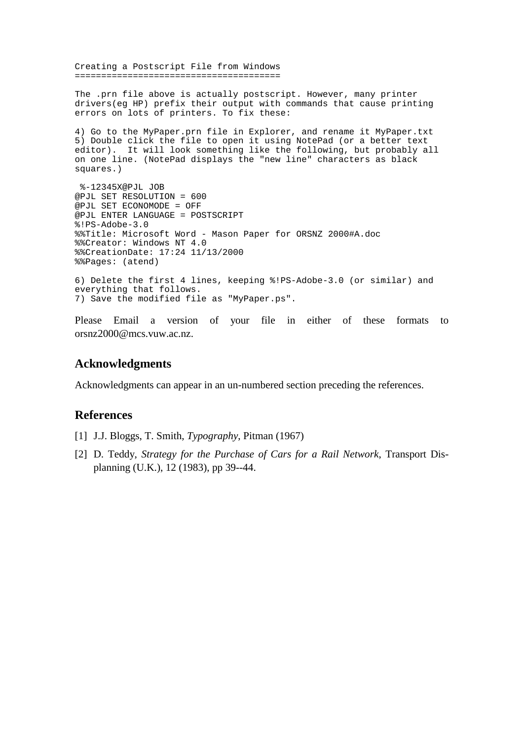```
Creating a Postscript File from Windows
======================================

The .prn file above is actually postscript. However, many printer
drivers(eg HP) prefix their output with commands that cause printing
errors on lots of printers. To fix these:

4) Go to the MyPaper.prn file in Explorer, and rename it MyPaper.txt
5) Double click the file to open it using NotePad (or a better text
editor).  It will look something like the following, but probably all
on one line. (NotePad displays the "new line" characters as black
squares.)

 %-12345X@PJL JOB
@PJL SET RESOLUTION = 600
@PJL SET ECONOMODE = OFF
@PJL ENTER LANGUAGE = POSTSCRIPT
%!PS-Adobe-3.0
%%Title: Microsoft Word - Mason Paper for ORSNZ 2000#A.doc
%%Creator: Windows NT 4.0
%%CreationDate: 17:24 11/13/2000
%%Pages: (atend)

6) Delete the first 4 lines, keeping %!PS-Adobe-3.0 (or similar) and
everything that follows.
7) Save the modified file as "MyPaper.ps".
```

Please Email a version of your file in either of these formats to orsnz2000@mcs.vuw.ac.nz.

## Acknowledgments

Acknowledgments can appear in an un-numbered section preceding the references.

## References

[1] J.J. Bloggs, T. Smith, *Typography*, Pitman (1967)

[2] D. Teddy, *Strategy for the Purchase of Cars for a Rail Network*, Transport Displanning (U.K.), 12 (1983), pp 39--44.